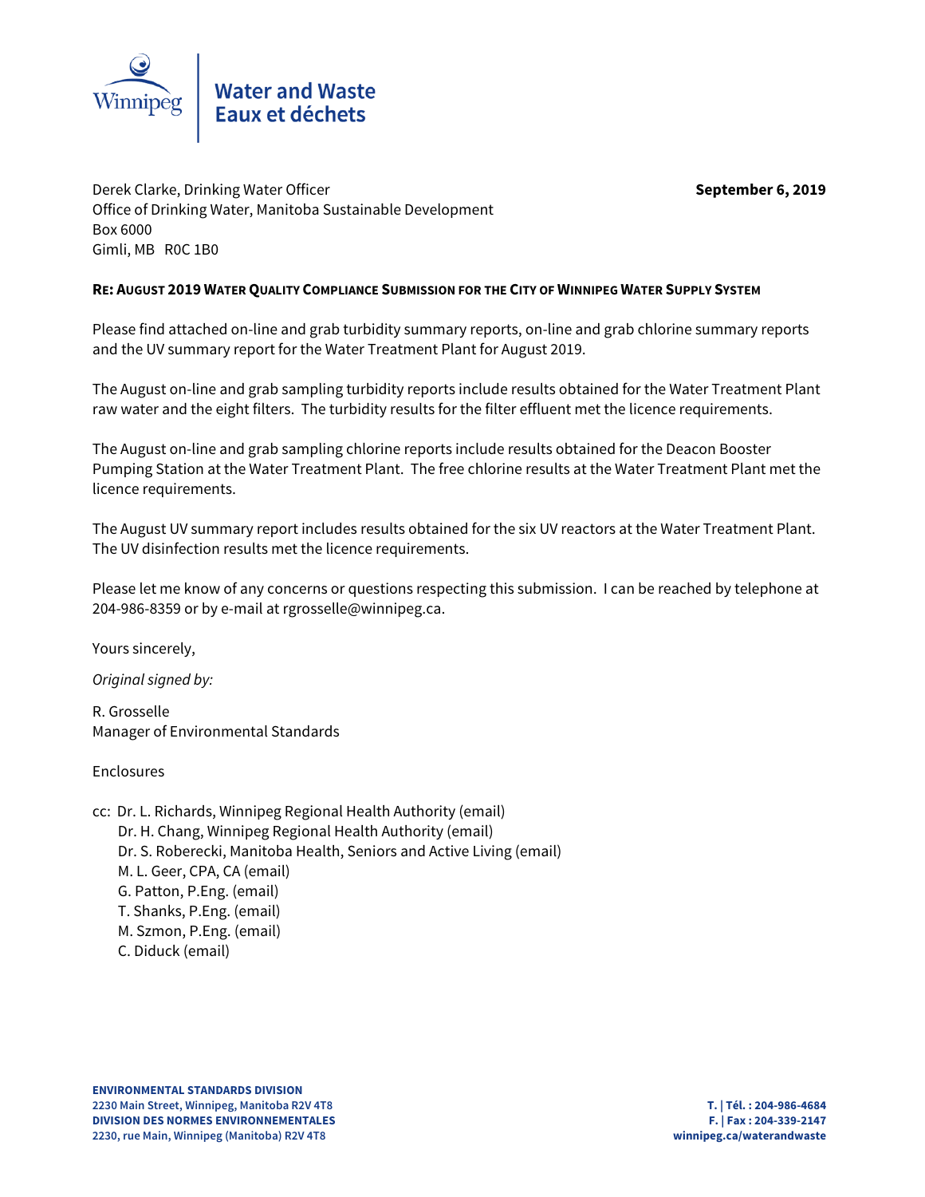Winnipeg

**Water and Waste**
**Eaux et déchets**

Derek Clarke, Drinking Water Officer
Office of Drinking Water, Manitoba Sustainable Development
Box 6000
Gimli, MB R0C 1B0

**September 6, 2019**

**RE: AUGUST 2019 WATER QUALITY COMPLIANCE SUBMISSION FOR THE CITY OF WINNIPEG WATER SUPPLY SYSTEM**

Please find attached on-line and grab turbidity summary reports, on-line and grab chlorine summary reports and the UV summary report for the Water Treatment Plant for August 2019.

The August on-line and grab sampling turbidity reports include results obtained for the Water Treatment Plant raw water and the eight filters. The turbidity results for the filter effluent met the licence requirements.

The August on-line and grab sampling chlorine reports include results obtained for the Deacon Booster Pumping Station at the Water Treatment Plant. The free chlorine results at the Water Treatment Plant met the licence requirements.

The August UV summary report includes results obtained for the six UV reactors at the Water Treatment Plant. The UV disinfection results met the licence requirements.

Please let me know of any concerns or questions respecting this submission. I can be reached by telephone at 204-986-8359 or by e-mail at rgrosselle@winnipeg.ca.

Yours sincerely,

*Original signed by:*

R. Grosselle
Manager of Environmental Standards

Enclosures

cc: Dr. L. Richards, Winnipeg Regional Health Authority (email)
Dr. H. Chang, Winnipeg Regional Health Authority (email)
Dr. S. Roberecki, Manitoba Health, Seniors and Active Living (email)
M. L. Geer, CPA, CA (email)
G. Patton, P.Eng. (email)
T. Shanks, P.Eng. (email)
M. Szmon, P.Eng. (email)
C. Diduck (email)

**ENVIRONMENTAL STANDARDS DIVISION**
**2230 Main Street, Winnipeg, Manitoba R2V 4T8**
**DIVISION DES NORMES ENVIRONNEMENTALES**
**2230, rue Main, Winnipeg (Manitoba) R2V 4T8**

**T. | Tél. : 204-986-4684**
**F. | Fax : 204-339-2147**
**winnipeg.ca/waterandwaste**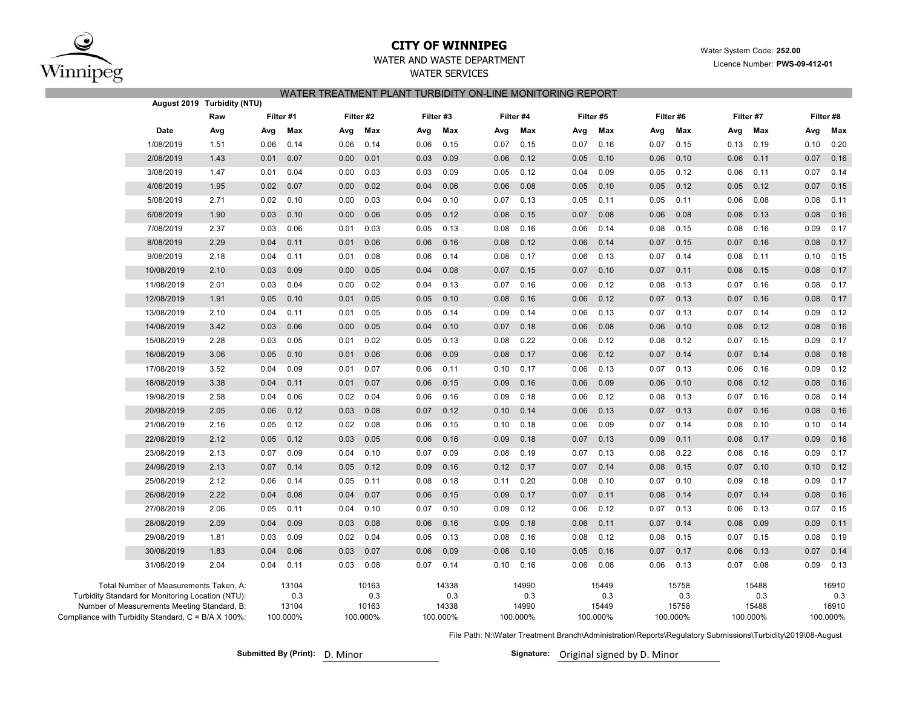# CITY OF WINNIPEG

WATER AND WASTE DEPARTMENT

WATER SERVICES

Water System Code: **252.00**

Licence Number: **PWS-09-412-01**

## WATER TREATMENT PLANT TURBIDITY ON-LINE MONITORING REPORT

**August 2019 Turbidity (NTU)**

| | Raw | Filter #1 | | Filter #2 | | Filter #3 | | Filter #4 | | Filter #5 | | Filter #6 | | Filter #7 | | Filter #8 | |
|---|---|---|---|---|---|---|---|---|---|---|---|---|---|---|---|---|---|
| **Date** | **Avg** | **Avg** | **Max** | **Avg** | **Max** | **Avg** | **Max** | **Avg** | **Max** | **Avg** | **Max** | **Avg** | **Max** | **Avg** | **Max** | **Avg** | **Max** |
| 1/08/2019 | 1.51 | 0.06 | 0.14 | 0.06 | 0.14 | 0.06 | 0.15 | 0.07 | 0.15 | 0.07 | 0.16 | 0.07 | 0.15 | 0.13 | 0.19 | 0.10 | 0.20 |
| 2/08/2019 | 1.43 | 0.01 | 0.07 | 0.00 | 0.01 | 0.03 | 0.09 | 0.06 | 0.12 | 0.05 | 0.10 | 0.06 | 0.10 | 0.06 | 0.11 | 0.07 | 0.16 |
| 3/08/2019 | 1.47 | 0.01 | 0.04 | 0.00 | 0.03 | 0.03 | 0.09 | 0.05 | 0.12 | 0.04 | 0.09 | 0.05 | 0.12 | 0.06 | 0.11 | 0.07 | 0.14 |
| 4/08/2019 | 1.95 | 0.02 | 0.07 | 0.00 | 0.02 | 0.04 | 0.06 | 0.06 | 0.08 | 0.05 | 0.10 | 0.05 | 0.12 | 0.05 | 0.12 | 0.07 | 0.15 |
| 5/08/2019 | 2.71 | 0.02 | 0.10 | 0.00 | 0.03 | 0.04 | 0.10 | 0.07 | 0.13 | 0.05 | 0.11 | 0.05 | 0.11 | 0.06 | 0.08 | 0.08 | 0.11 |
| 6/08/2019 | 1.90 | 0.03 | 0.10 | 0.00 | 0.06 | 0.05 | 0.12 | 0.08 | 0.15 | 0.07 | 0.08 | 0.06 | 0.08 | 0.08 | 0.13 | 0.08 | 0.16 |
| 7/08/2019 | 2.37 | 0.03 | 0.06 | 0.01 | 0.03 | 0.05 | 0.13 | 0.08 | 0.16 | 0.06 | 0.14 | 0.08 | 0.15 | 0.08 | 0.16 | 0.09 | 0.17 |
| 8/08/2019 | 2.29 | 0.04 | 0.11 | 0.01 | 0.06 | 0.06 | 0.16 | 0.08 | 0.12 | 0.06 | 0.14 | 0.07 | 0.15 | 0.07 | 0.16 | 0.08 | 0.17 |
| 9/08/2019 | 2.18 | 0.04 | 0.11 | 0.01 | 0.08 | 0.06 | 0.14 | 0.08 | 0.17 | 0.06 | 0.13 | 0.07 | 0.14 | 0.08 | 0.11 | 0.10 | 0.15 |
| 10/08/2019 | 2.10 | 0.03 | 0.09 | 0.00 | 0.05 | 0.04 | 0.08 | 0.07 | 0.15 | 0.07 | 0.10 | 0.07 | 0.11 | 0.08 | 0.15 | 0.08 | 0.17 |
| 11/08/2019 | 2.01 | 0.03 | 0.04 | 0.00 | 0.02 | 0.04 | 0.13 | 0.07 | 0.16 | 0.06 | 0.12 | 0.08 | 0.13 | 0.07 | 0.16 | 0.08 | 0.17 |
| 12/08/2019 | 1.91 | 0.05 | 0.10 | 0.01 | 0.05 | 0.05 | 0.10 | 0.08 | 0.16 | 0.06 | 0.12 | 0.07 | 0.13 | 0.07 | 0.16 | 0.08 | 0.17 |
| 13/08/2019 | 2.10 | 0.04 | 0.11 | 0.01 | 0.05 | 0.05 | 0.14 | 0.09 | 0.14 | 0.06 | 0.13 | 0.07 | 0.13 | 0.07 | 0.14 | 0.09 | 0.12 |
| 14/08/2019 | 3.42 | 0.03 | 0.06 | 0.00 | 0.05 | 0.04 | 0.10 | 0.07 | 0.18 | 0.06 | 0.08 | 0.06 | 0.10 | 0.08 | 0.12 | 0.08 | 0.16 |
| 15/08/2019 | 2.28 | 0.03 | 0.05 | 0.01 | 0.02 | 0.05 | 0.13 | 0.08 | 0.22 | 0.06 | 0.12 | 0.08 | 0.12 | 0.07 | 0.15 | 0.09 | 0.17 |
| 16/08/2019 | 3.06 | 0.05 | 0.10 | 0.01 | 0.06 | 0.06 | 0.09 | 0.08 | 0.17 | 0.06 | 0.12 | 0.07 | 0.14 | 0.07 | 0.14 | 0.08 | 0.16 |
| 17/08/2019 | 3.52 | 0.04 | 0.09 | 0.01 | 0.07 | 0.06 | 0.11 | 0.10 | 0.17 | 0.06 | 0.13 | 0.07 | 0.13 | 0.06 | 0.16 | 0.09 | 0.12 |
| 18/08/2019 | 3.38 | 0.04 | 0.11 | 0.01 | 0.07 | 0.06 | 0.15 | 0.09 | 0.16 | 0.06 | 0.09 | 0.06 | 0.10 | 0.08 | 0.12 | 0.08 | 0.16 |
| 19/08/2019 | 2.58 | 0.04 | 0.06 | 0.02 | 0.04 | 0.06 | 0.16 | 0.09 | 0.18 | 0.06 | 0.12 | 0.08 | 0.13 | 0.07 | 0.16 | 0.08 | 0.14 |
| 20/08/2019 | 2.05 | 0.06 | 0.12 | 0.03 | 0.08 | 0.07 | 0.12 | 0.10 | 0.14 | 0.06 | 0.13 | 0.07 | 0.13 | 0.07 | 0.16 | 0.08 | 0.16 |
| 21/08/2019 | 2.16 | 0.05 | 0.12 | 0.02 | 0.08 | 0.06 | 0.15 | 0.10 | 0.18 | 0.06 | 0.09 | 0.07 | 0.14 | 0.08 | 0.10 | 0.10 | 0.14 |
| 22/08/2019 | 2.12 | 0.05 | 0.12 | 0.03 | 0.05 | 0.06 | 0.16 | 0.09 | 0.18 | 0.07 | 0.13 | 0.09 | 0.11 | 0.08 | 0.17 | 0.09 | 0.16 |
| 23/08/2019 | 2.13 | 0.07 | 0.09 | 0.04 | 0.10 | 0.07 | 0.09 | 0.08 | 0.19 | 0.07 | 0.13 | 0.08 | 0.22 | 0.08 | 0.16 | 0.09 | 0.17 |
| 24/08/2019 | 2.13 | 0.07 | 0.14 | 0.05 | 0.12 | 0.09 | 0.16 | 0.12 | 0.17 | 0.07 | 0.14 | 0.08 | 0.15 | 0.07 | 0.10 | 0.10 | 0.12 |
| 25/08/2019 | 2.12 | 0.06 | 0.14 | 0.05 | 0.11 | 0.08 | 0.18 | 0.11 | 0.20 | 0.08 | 0.10 | 0.07 | 0.10 | 0.09 | 0.18 | 0.09 | 0.17 |
| 26/08/2019 | 2.22 | 0.04 | 0.08 | 0.04 | 0.07 | 0.06 | 0.15 | 0.09 | 0.17 | 0.07 | 0.11 | 0.08 | 0.14 | 0.07 | 0.14 | 0.08 | 0.16 |
| 27/08/2019 | 2.06 | 0.05 | 0.11 | 0.04 | 0.10 | 0.07 | 0.10 | 0.09 | 0.12 | 0.06 | 0.12 | 0.07 | 0.13 | 0.06 | 0.13 | 0.07 | 0.15 |
| 28/08/2019 | 2.09 | 0.04 | 0.09 | 0.03 | 0.08 | 0.06 | 0.16 | 0.09 | 0.18 | 0.06 | 0.11 | 0.07 | 0.14 | 0.08 | 0.09 | 0.09 | 0.11 |
| 29/08/2019 | 1.81 | 0.03 | 0.09 | 0.02 | 0.04 | 0.05 | 0.13 | 0.08 | 0.16 | 0.08 | 0.12 | 0.08 | 0.15 | 0.07 | 0.15 | 0.08 | 0.19 |
| 30/08/2019 | 1.83 | 0.04 | 0.06 | 0.03 | 0.07 | 0.06 | 0.09 | 0.08 | 0.10 | 0.05 | 0.16 | 0.07 | 0.17 | 0.06 | 0.13 | 0.07 | 0.14 |
| 31/08/2019 | 2.04 | 0.04 | 0.11 | 0.03 | 0.08 | 0.07 | 0.14 | 0.10 | 0.16 | 0.06 | 0.08 | 0.06 | 0.13 | 0.07 | 0.08 | 0.09 | 0.13 |

| | Filter #1 | Filter #2 | Filter #3 | Filter #4 | Filter #5 | Filter #6 | Filter #7 | Filter #8 |
|---|---|---|---|---|---|---|---|---|
| Total Number of Measurements Taken, A: | 13104 | 10163 | 14338 | 14990 | 15449 | 15758 | 15488 | 16910 |
| Turbidity Standard for Monitoring Location (NTU): | 0.3 | 0.3 | 0.3 | 0.3 | 0.3 | 0.3 | 0.3 | 0.3 |
| Number of Measurements Meeting Standard, B: | 13104 | 10163 | 14338 | 14990 | 15449 | 15758 | 15488 | 16910 |
| Compliance with Turbidity Standard, C = B/A X 100%: | 100.000% | 100.000% | 100.000% | 100.000% | 100.000% | 100.000% | 100.000% | 100.000% |

File Path: N:\Water Treatment Branch\Administration\Reports\Regulatory Submissions\Turbidity\2019\08-August

**Submitted By (Print):** D. Minor

**Signature:** Original signed by D. Minor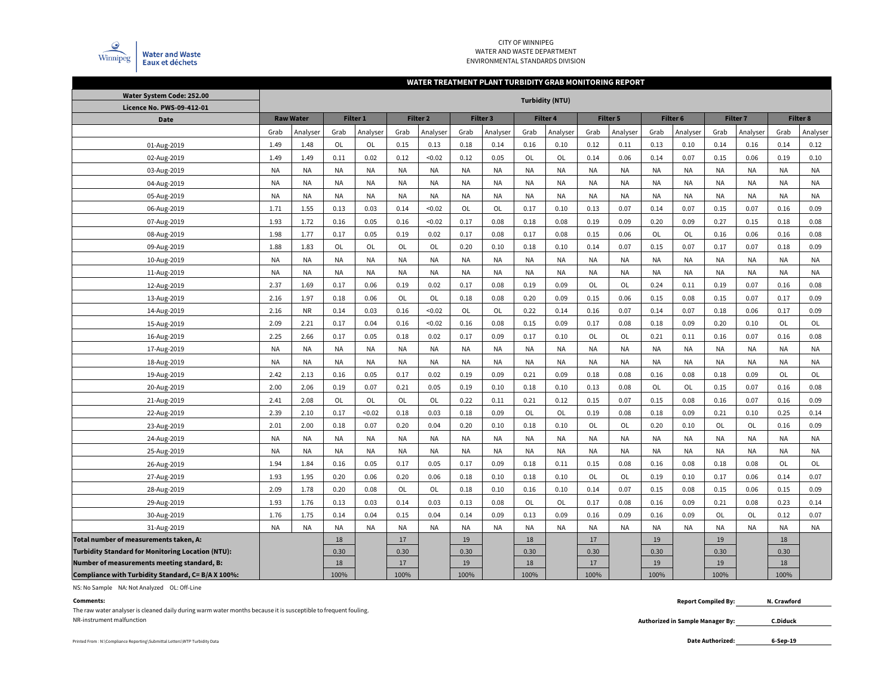CITY OF WINNIPEG
WATER AND WASTE DEPARTMENT
ENVIRONMENTAL STANDARDS DIVISION

Water and Waste
Eaux et déchets

## WATER TREATMENT PLANT TURBIDITY GRAB MONITORING REPORT

| Water System Code: 252.00<br>Licence No. PWS-09-412-01 | Turbidity (NTU) | | | | | | | | | | | | | | | | | |
|---|---|---|---|---|---|---|---|---|---|---|---|---|---|---|---|---|---|---|
| Date | Raw Water | | Filter 1 | | Filter 2 | | Filter 3 | | Filter 4 | | Filter 5 | | Filter 6 | | Filter 7 | | Filter 8 | |
| | Grab | Analyser | Grab | Analyser | Grab | Analyser | Grab | Analyser | Grab | Analyser | Grab | Analyser | Grab | Analyser | Grab | Analyser | Grab | Analyser |
| 01-Aug-2019 | 1.49 | 1.48 | OL | OL | 0.15 | 0.13 | 0.18 | 0.14 | 0.16 | 0.10 | 0.12 | 0.11 | 0.13 | 0.10 | 0.14 | 0.16 | 0.14 | 0.12 |
| 02-Aug-2019 | 1.49 | 1.49 | 0.11 | 0.02 | 0.12 | <0.02 | 0.12 | 0.05 | OL | OL | 0.14 | 0.06 | 0.14 | 0.07 | 0.15 | 0.06 | 0.19 | 0.10 |
| 03-Aug-2019 | NA | NA | NA | NA | NA | NA | NA | NA | NA | NA | NA | NA | NA | NA | NA | NA | NA | NA |
| 04-Aug-2019 | NA | NA | NA | NA | NA | NA | NA | NA | NA | NA | NA | NA | NA | NA | NA | NA | NA | NA |
| 05-Aug-2019 | NA | NA | NA | NA | NA | NA | NA | NA | NA | NA | NA | NA | NA | NA | NA | NA | NA | NA |
| 06-Aug-2019 | 1.71 | 1.55 | 0.13 | 0.03 | 0.14 | <0.02 | OL | OL | 0.17 | 0.10 | 0.13 | 0.07 | 0.14 | 0.07 | 0.15 | 0.07 | 0.16 | 0.09 |
| 07-Aug-2019 | 1.93 | 1.72 | 0.16 | 0.05 | 0.16 | <0.02 | 0.17 | 0.08 | 0.18 | 0.08 | 0.19 | 0.09 | 0.20 | 0.09 | 0.27 | 0.15 | 0.18 | 0.08 |
| 08-Aug-2019 | 1.98 | 1.77 | 0.17 | 0.05 | 0.19 | 0.02 | 0.17 | 0.08 | 0.17 | 0.08 | 0.15 | 0.06 | OL | OL | 0.16 | 0.06 | 0.16 | 0.08 |
| 09-Aug-2019 | 1.88 | 1.83 | OL | OL | OL | OL | 0.20 | 0.10 | 0.18 | 0.10 | 0.14 | 0.07 | 0.15 | 0.07 | 0.17 | 0.07 | 0.18 | 0.09 |
| 10-Aug-2019 | NA | NA | NA | NA | NA | NA | NA | NA | NA | NA | NA | NA | NA | NA | NA | NA | NA | NA |
| 11-Aug-2019 | NA | NA | NA | NA | NA | NA | NA | NA | NA | NA | NA | NA | NA | NA | NA | NA | NA | NA |
| 12-Aug-2019 | 2.37 | 1.69 | 0.17 | 0.06 | 0.19 | 0.02 | 0.17 | 0.08 | 0.19 | 0.09 | OL | OL | 0.24 | 0.11 | 0.19 | 0.07 | 0.16 | 0.08 |
| 13-Aug-2019 | 2.16 | 1.97 | 0.18 | 0.06 | OL | OL | 0.18 | 0.08 | 0.20 | 0.09 | 0.15 | 0.06 | 0.15 | 0.08 | 0.15 | 0.07 | 0.17 | 0.09 |
| 14-Aug-2019 | 2.16 | NR | 0.14 | 0.03 | 0.16 | <0.02 | OL | OL | 0.22 | 0.14 | 0.16 | 0.07 | 0.14 | 0.07 | 0.18 | 0.06 | 0.17 | 0.09 |
| 15-Aug-2019 | 2.09 | 2.21 | 0.17 | 0.04 | 0.16 | <0.02 | 0.16 | 0.08 | 0.15 | 0.09 | 0.17 | 0.08 | 0.18 | 0.09 | 0.20 | 0.10 | OL | OL |
| 16-Aug-2019 | 2.25 | 2.66 | 0.17 | 0.05 | 0.18 | 0.02 | 0.17 | 0.09 | 0.17 | 0.10 | OL | OL | 0.21 | 0.11 | 0.16 | 0.07 | 0.16 | 0.08 |
| 17-Aug-2019 | NA | NA | NA | NA | NA | NA | NA | NA | NA | NA | NA | NA | NA | NA | NA | NA | NA | NA |
| 18-Aug-2019 | NA | NA | NA | NA | NA | NA | NA | NA | NA | NA | NA | NA | NA | NA | NA | NA | NA | NA |
| 19-Aug-2019 | 2.42 | 2.13 | 0.16 | 0.05 | 0.17 | 0.02 | 0.19 | 0.09 | 0.21 | 0.09 | 0.18 | 0.08 | 0.16 | 0.08 | 0.18 | 0.09 | OL | OL |
| 20-Aug-2019 | 2.00 | 2.06 | 0.19 | 0.07 | 0.21 | 0.05 | 0.19 | 0.10 | 0.18 | 0.10 | 0.13 | 0.08 | OL | OL | 0.15 | 0.07 | 0.16 | 0.08 |
| 21-Aug-2019 | 2.41 | 2.08 | OL | OL | OL | OL | 0.22 | 0.11 | 0.21 | 0.12 | 0.15 | 0.07 | 0.15 | 0.08 | 0.16 | 0.07 | 0.16 | 0.09 |
| 22-Aug-2019 | 2.39 | 2.10 | 0.17 | <0.02 | 0.18 | 0.03 | 0.18 | 0.09 | OL | OL | 0.19 | 0.08 | 0.18 | 0.09 | 0.21 | 0.10 | 0.25 | 0.14 |
| 23-Aug-2019 | 2.01 | 2.00 | 0.18 | 0.07 | 0.20 | 0.04 | 0.20 | 0.10 | 0.18 | 0.10 | OL | OL | 0.20 | 0.10 | OL | OL | 0.16 | 0.09 |
| 24-Aug-2019 | NA | NA | NA | NA | NA | NA | NA | NA | NA | NA | NA | NA | NA | NA | NA | NA | NA | NA |
| 25-Aug-2019 | NA | NA | NA | NA | NA | NA | NA | NA | NA | NA | NA | NA | NA | NA | NA | NA | NA | NA |
| 26-Aug-2019 | 1.94 | 1.84 | 0.16 | 0.05 | 0.17 | 0.05 | 0.17 | 0.09 | 0.18 | 0.11 | 0.15 | 0.08 | 0.16 | 0.08 | 0.18 | 0.08 | OL | OL |
| 27-Aug-2019 | 1.93 | 1.95 | 0.20 | 0.06 | 0.20 | 0.06 | 0.18 | 0.10 | 0.18 | 0.10 | OL | OL | 0.19 | 0.10 | 0.17 | 0.06 | 0.14 | 0.07 |
| 28-Aug-2019 | 2.09 | 1.78 | 0.20 | 0.08 | OL | OL | 0.18 | 0.10 | 0.16 | 0.10 | 0.14 | 0.07 | 0.15 | 0.08 | 0.15 | 0.06 | 0.15 | 0.09 |
| 29-Aug-2019 | 1.93 | 1.76 | 0.13 | 0.03 | 0.14 | 0.03 | 0.13 | 0.08 | OL | OL | 0.17 | 0.08 | 0.16 | 0.09 | 0.21 | 0.08 | 0.23 | 0.14 |
| 30-Aug-2019 | 1.76 | 1.75 | 0.14 | 0.04 | 0.15 | 0.04 | 0.14 | 0.09 | 0.13 | 0.09 | 0.16 | 0.09 | 0.16 | 0.09 | OL | OL | 0.12 | 0.07 |
| 31-Aug-2019 | NA | NA | NA | NA | NA | NA | NA | NA | NA | NA | NA | NA | NA | NA | NA | NA | NA | NA |
| **Total number of measurements taken, A:** | | | 18 | | 17 | | 19 | | 18 | | 17 | | 19 | | 19 | | 18 | |
| **Turbidity Standard for Monitoring Location (NTU):** | | | 0.30 | | 0.30 | | 0.30 | | 0.30 | | 0.30 | | 0.30 | | 0.30 | | 0.30 | |
| **Number of measurements meeting standard, B:** | | | 18 | | 17 | | 19 | | 18 | | 17 | | 19 | | 19 | | 18 | |
| **Compliance with Turbidity Standard, C= B/A X 100%:** | | | 100% | | 100% | | 100% | | 100% | | 100% | | 100% | | 100% | | 100% | |

NS: No Sample NA: Not Analyzed OL: Off-Line

**Comments:**

The raw water analyser is cleaned daily during warm water months because it is susceptible to frequent fouling.

NR-instrument malfunction

**Report Compiled By:** N. Crawford

**Authorized in Sample Manager By:** C.Diduck

**Date Authorized:** 6-Sep-19

Printed From : N:\Compliance Reporting\Submittal Letters\WTP Turbidity Data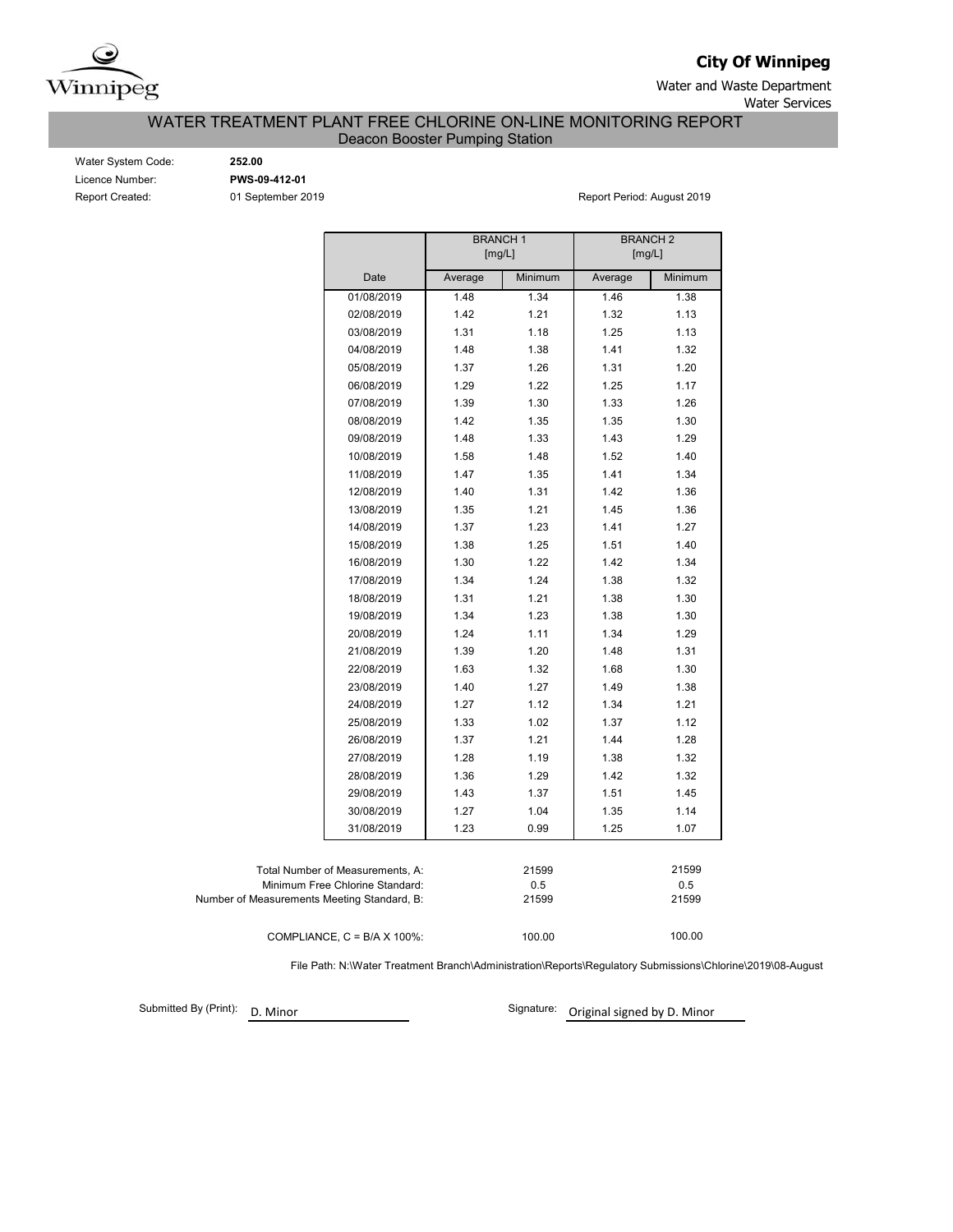**City Of Winnipeg**

Water and Waste Department
Water Services

# WATER TREATMENT PLANT FREE CHLORINE ON-LINE MONITORING REPORT

## Deacon Booster Pumping Station

Water System Code: **252.00**
Licence Number: **PWS-09-412-01**
Report Created: 01 September 2019

Report Period: August 2019

| | BRANCH 1 [mg/L] | | BRANCH 2 [mg/L] | |
|---|---|---|---|---|
| Date | Average | Minimum | Average | Minimum |
| 01/08/2019 | 1.48 | 1.34 | 1.46 | 1.38 |
| 02/08/2019 | 1.42 | 1.21 | 1.32 | 1.13 |
| 03/08/2019 | 1.31 | 1.18 | 1.25 | 1.13 |
| 04/08/2019 | 1.48 | 1.38 | 1.41 | 1.32 |
| 05/08/2019 | 1.37 | 1.26 | 1.31 | 1.20 |
| 06/08/2019 | 1.29 | 1.22 | 1.25 | 1.17 |
| 07/08/2019 | 1.39 | 1.30 | 1.33 | 1.26 |
| 08/08/2019 | 1.42 | 1.35 | 1.35 | 1.30 |
| 09/08/2019 | 1.48 | 1.33 | 1.43 | 1.29 |
| 10/08/2019 | 1.58 | 1.48 | 1.52 | 1.40 |
| 11/08/2019 | 1.47 | 1.35 | 1.41 | 1.34 |
| 12/08/2019 | 1.40 | 1.31 | 1.42 | 1.36 |
| 13/08/2019 | 1.35 | 1.21 | 1.45 | 1.36 |
| 14/08/2019 | 1.37 | 1.23 | 1.41 | 1.27 |
| 15/08/2019 | 1.38 | 1.25 | 1.51 | 1.40 |
| 16/08/2019 | 1.30 | 1.22 | 1.42 | 1.34 |
| 17/08/2019 | 1.34 | 1.24 | 1.38 | 1.32 |
| 18/08/2019 | 1.31 | 1.21 | 1.38 | 1.30 |
| 19/08/2019 | 1.34 | 1.23 | 1.38 | 1.30 |
| 20/08/2019 | 1.24 | 1.11 | 1.34 | 1.29 |
| 21/08/2019 | 1.39 | 1.20 | 1.48 | 1.31 |
| 22/08/2019 | 1.63 | 1.32 | 1.68 | 1.30 |
| 23/08/2019 | 1.40 | 1.27 | 1.49 | 1.38 |
| 24/08/2019 | 1.27 | 1.12 | 1.34 | 1.21 |
| 25/08/2019 | 1.33 | 1.02 | 1.37 | 1.12 |
| 26/08/2019 | 1.37 | 1.21 | 1.44 | 1.28 |
| 27/08/2019 | 1.28 | 1.19 | 1.38 | 1.32 |
| 28/08/2019 | 1.36 | 1.29 | 1.42 | 1.32 |
| 29/08/2019 | 1.43 | 1.37 | 1.51 | 1.45 |
| 30/08/2019 | 1.27 | 1.04 | 1.35 | 1.14 |
| 31/08/2019 | 1.23 | 0.99 | 1.25 | 1.07 |

| | Branch 1 | Branch 2 |
|---|---|---|
| Total Number of Measurements, A: | 21599 | 21599 |
| Minimum Free Chlorine Standard: | 0.5 | 0.5 |
| Number of Measurements Meeting Standard, B: | 21599 | 21599 |
| COMPLIANCE, C = B/A X 100%: | 100.00 | 100.00 |

File Path: N:\Water Treatment Branch\Administration\Reports\Regulatory Submissions\Chlorine\2019\08-August

Submitted By (Print): D. Minor

Signature: Original signed by D. Minor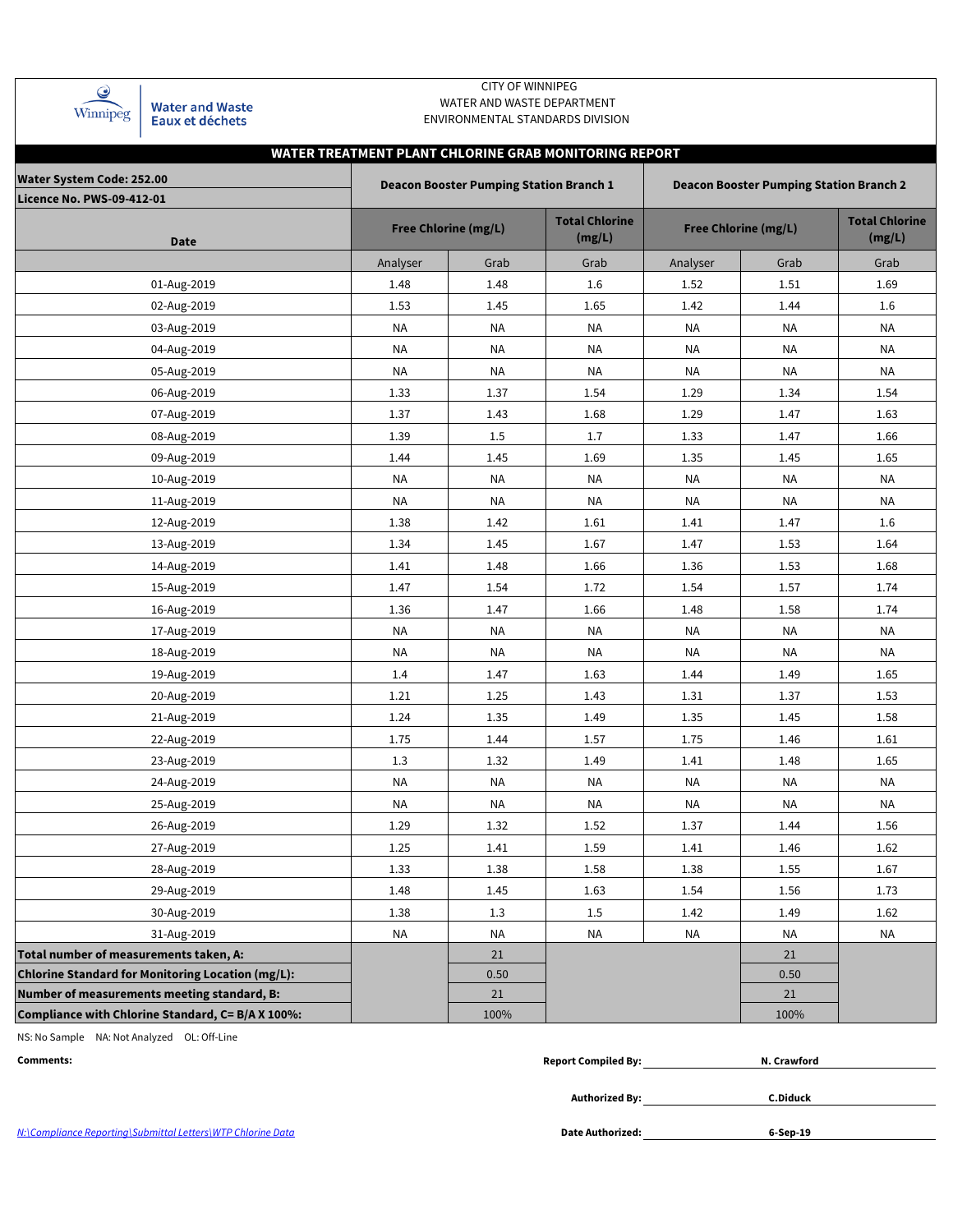CITY OF WINNIPEG
WATER AND WASTE DEPARTMENT
ENVIRONMENTAL STANDARDS DIVISION

Winnipeg | Water and Waste / Eaux et déchets

## WATER TREATMENT PLANT CHLORINE GRAB MONITORING REPORT

**Water System Code: 252.00**
**Licence No. PWS-09-412-01**

| Date | Deacon Booster Pumping Station Branch 1 | | | Deacon Booster Pumping Station Branch 2 | | |
|---|---|---|---|---|---|---|
| | Free Chlorine (mg/L) | | Total Chlorine (mg/L) | Free Chlorine (mg/L) | | Total Chlorine (mg/L) |
| | Analyser | Grab | Grab | Analyser | Grab | Grab |
| 01-Aug-2019 | 1.48 | 1.48 | 1.6 | 1.52 | 1.51 | 1.69 |
| 02-Aug-2019 | 1.53 | 1.45 | 1.65 | 1.42 | 1.44 | 1.6 |
| 03-Aug-2019 | NA | NA | NA | NA | NA | NA |
| 04-Aug-2019 | NA | NA | NA | NA | NA | NA |
| 05-Aug-2019 | NA | NA | NA | NA | NA | NA |
| 06-Aug-2019 | 1.33 | 1.37 | 1.54 | 1.29 | 1.34 | 1.54 |
| 07-Aug-2019 | 1.37 | 1.43 | 1.68 | 1.29 | 1.47 | 1.63 |
| 08-Aug-2019 | 1.39 | 1.5 | 1.7 | 1.33 | 1.47 | 1.66 |
| 09-Aug-2019 | 1.44 | 1.45 | 1.69 | 1.35 | 1.45 | 1.65 |
| 10-Aug-2019 | NA | NA | NA | NA | NA | NA |
| 11-Aug-2019 | NA | NA | NA | NA | NA | NA |
| 12-Aug-2019 | 1.38 | 1.42 | 1.61 | 1.41 | 1.47 | 1.6 |
| 13-Aug-2019 | 1.34 | 1.45 | 1.67 | 1.47 | 1.53 | 1.64 |
| 14-Aug-2019 | 1.41 | 1.48 | 1.66 | 1.36 | 1.53 | 1.68 |
| 15-Aug-2019 | 1.47 | 1.54 | 1.72 | 1.54 | 1.57 | 1.74 |
| 16-Aug-2019 | 1.36 | 1.47 | 1.66 | 1.48 | 1.58 | 1.74 |
| 17-Aug-2019 | NA | NA | NA | NA | NA | NA |
| 18-Aug-2019 | NA | NA | NA | NA | NA | NA |
| 19-Aug-2019 | 1.4 | 1.47 | 1.63 | 1.44 | 1.49 | 1.65 |
| 20-Aug-2019 | 1.21 | 1.25 | 1.43 | 1.31 | 1.37 | 1.53 |
| 21-Aug-2019 | 1.24 | 1.35 | 1.49 | 1.35 | 1.45 | 1.58 |
| 22-Aug-2019 | 1.75 | 1.44 | 1.57 | 1.75 | 1.46 | 1.61 |
| 23-Aug-2019 | 1.3 | 1.32 | 1.49 | 1.41 | 1.48 | 1.65 |
| 24-Aug-2019 | NA | NA | NA | NA | NA | NA |
| 25-Aug-2019 | NA | NA | NA | NA | NA | NA |
| 26-Aug-2019 | 1.29 | 1.32 | 1.52 | 1.37 | 1.44 | 1.56 |
| 27-Aug-2019 | 1.25 | 1.41 | 1.59 | 1.41 | 1.46 | 1.62 |
| 28-Aug-2019 | 1.33 | 1.38 | 1.58 | 1.38 | 1.55 | 1.67 |
| 29-Aug-2019 | 1.48 | 1.45 | 1.63 | 1.54 | 1.56 | 1.73 |
| 30-Aug-2019 | 1.38 | 1.3 | 1.5 | 1.42 | 1.49 | 1.62 |
| 31-Aug-2019 | NA | NA | NA | NA | NA | NA |
| **Total number of measurements taken, A:** | | 21 | | | 21 | |
| **Chlorine Standard for Monitoring Location (mg/L):** | | 0.50 | | | 0.50 | |
| **Number of measurements meeting standard, B:** | | 21 | | | 21 | |
| **Compliance with Chlorine Standard, C= B/A X 100%:** | | 100% | | | 100% | |

NS: No Sample NA: Not Analyzed OL: Off-Line

**Comments:**

**Report Compiled By:** N. Crawford

**Authorized By:** C.Diduck

**Date Authorized:** 6-Sep-19

N:\Compliance Reporting\Submittal Letters\WTP Chlorine Data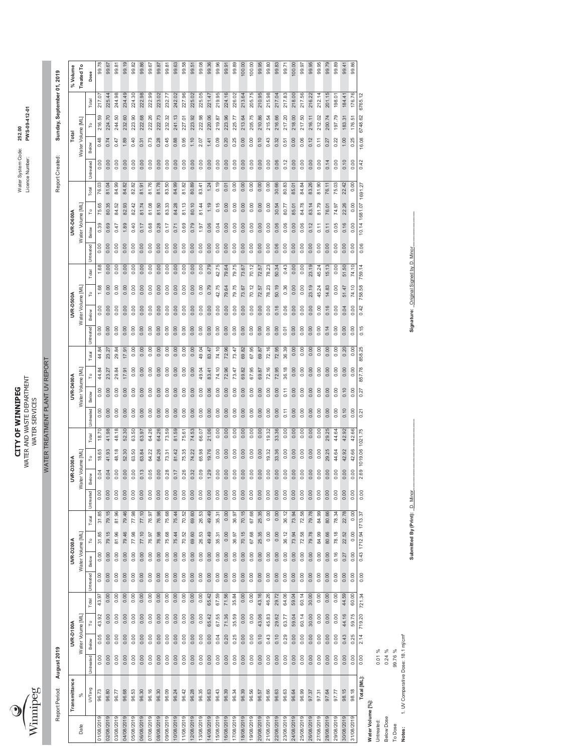# CITY OF WINNIPEG

WATER AND WASTE DEPARTMENT
WATER SERVICES

Water System Code: **252.00**
Licence Number: **PWS-09-412-01**

## WATER TREATMENT PLANT UV REPORT

Report Period: **August 2019**

Report Created: **Sunday, September 01, 2019**

| Date | Transmittance % | UVR-D100A Water Volume [ML] | | | | UVR-D200A Water Volume [ML] | | | | UVR-D300A Water Volume [ML] | | | | UVR-D400A Water Volume [ML] | | | | UVR-D500A Water Volume [ML] | | | | UVR-D600A Water Volume [ML] | | | | Total Water Volume [ML] | | | | % Volume Treated To Dose |
|---|---|---|---|---|---|---|---|---|---|---|---|---|---|---|---|---|---|---|---|---|---|---|---|---|---|---|---|---|---|---|
| | UVTavg | Untreated | Below | To | Total | Untreated | Below | To | Total | Untreated | Below | To | Total | Untreated | Below | To | Total | Untreated | Below | To | Total | Untreated | Below | To | Total | Untreated | Below | To | Total | |
| 01/08/2019 | 96.73 | 0.00 | 0.05 | 43.92 | 43.97 | 0.00 | 0.00 | 31.85 | 31.85 | 0.00 | 0.04 | 18.65 | 18.70 | 0.00 | 0.00 | 44.84 | 44.84 | 0.00 | 0.00 | 1.68 | 1.68 | 0.00 | 0.39 | 75.65 | 76.03 | 0.00 | 0.48 | 216.59 | 217.07 | 99.78 |
| 02/08/2019 | 96.80 | 0.00 | 0.00 | 0.00 | 0.00 | 0.00 | 0.00 | 79.15 | 79.15 | 0.00 | 0.04 | 41.93 | 41.98 | 0.00 | 0.00 | 23.27 | 23.27 | 0.00 | 0.00 | 0.00 | 0.00 | 0.00 | 0.69 | 80.35 | 81.04 | 0.00 | 0.74 | 224.70 | 225.44 | 99.67 |
| 03/08/2019 | 96.77 | 0.00 | 0.00 | 0.00 | 0.00 | 0.00 | 0.00 | 81.96 | 81.96 | 0.00 | 0.00 | 48.18 | 48.18 | 0.00 | 0.00 | 29.84 | 29.84 | 0.00 | 0.00 | 0.00 | 0.00 | 0.00 | 0.47 | 84.52 | 84.99 | 0.00 | 0.47 | 244.50 | 244.98 | 99.81 |
| 04/08/2019 | 96.68 | 0.00 | 0.00 | 0.00 | 0.00 | 0.00 | 0.00 | 79.46 | 79.46 | 0.00 | 0.00 | 52.30 | 52.30 | 0.00 | 0.00 | 17.91 | 17.91 | 0.00 | 0.00 | 0.00 | 0.00 | 0.00 | 1.89 | 82.93 | 84.82 | 0.00 | 1.89 | 232.60 | 234.49 | 99.19 |
| 05/08/2019 | 96.53 | 0.00 | 0.00 | 0.00 | 0.00 | 0.00 | 0.00 | 77.98 | 77.98 | 0.00 | 0.00 | 63.50 | 63.50 | 0.00 | 0.00 | 0.00 | 0.00 | 0.00 | 0.00 | 0.00 | 0.00 | 0.00 | 0.40 | 82.42 | 82.82 | 0.00 | 0.40 | 223.90 | 224.30 | 99.82 |
| 06/08/2019 | 96.30 | 0.00 | 0.00 | 0.00 | 0.00 | 0.00 | 0.00 | 77.10 | 77.10 | 0.00 | 0.13 | 63.84 | 63.97 | 0.00 | 0.00 | 0.00 | 0.00 | 0.00 | 0.00 | 0.00 | 0.00 | 0.00 | 0.17 | 81.74 | 81.91 | 0.00 | 0.31 | 222.68 | 222.98 | 99.86 |
| 07/08/2019 | 96.16 | 0.00 | 0.00 | 0.00 | 0.00 | 0.00 | 0.00 | 76.97 | 76.97 | 0.00 | 0.05 | 64.22 | 64.26 | 0.00 | 0.00 | 0.00 | 0.00 | 0.00 | 0.00 | 0.00 | 0.00 | 0.00 | 0.68 | 81.08 | 81.76 | 0.00 | 0.73 | 222.26 | 222.99 | 99.67 |
| 08/08/2019 | 96.30 | 0.00 | 0.00 | 0.00 | 0.00 | 0.00 | 0.00 | 76.98 | 76.98 | 0.00 | 0.00 | 64.26 | 64.26 | 0.00 | 0.00 | 0.00 | 0.00 | 0.00 | 0.00 | 0.00 | 0.00 | 0.00 | 0.28 | 81.50 | 81.78 | 0.00 | 0.28 | 222.73 | 223.02 | 99.87 |
| 09/08/2019 | 96.09 | 0.00 | 0.00 | 0.00 | 0.00 | 0.00 | 0.00 | 75.68 | 75.68 | 0.00 | 0.28 | 73.31 | 73.59 | 0.00 | 0.00 | 0.00 | 0.00 | 0.00 | 0.00 | 0.00 | 0.00 | 0.00 | 0.17 | 83.33 | 83.50 | 0.00 | 0.45 | 232.32 | 232.77 | 99.81 |
| 10/08/2019 | 96.24 | 0.00 | 0.00 | 0.00 | 0.00 | 0.00 | 0.00 | 75.44 | 75.44 | 0.00 | 0.17 | 81.42 | 81.59 | 0.00 | 0.00 | 0.00 | 0.00 | 0.00 | 0.00 | 0.00 | 0.00 | 0.00 | 0.71 | 84.28 | 84.99 | 0.00 | 0.88 | 241.13 | 242.02 | 99.63 |
| 11/08/2019 | 96.42 | 0.00 | 0.00 | 0.00 | 0.00 | 0.00 | 0.00 | 70.52 | 70.52 | 0.00 | 0.26 | 75.35 | 75.61 | 0.00 | 0.00 | 0.00 | 0.00 | 0.00 | 0.00 | 0.00 | 0.00 | 0.00 | 0.69 | 81.13 | 81.82 | 0.00 | 0.95 | 227.01 | 227.96 | 99.58 |
| 12/08/2019 | 96.28 | 0.00 | 0.00 | 0.00 | 0.00 | 0.00 | 0.00 | 69.60 | 69.60 | 0.00 | 0.32 | 74.22 | 74.53 | 0.00 | 0.00 | 0.00 | 0.00 | 0.00 | 0.00 | 0.00 | 0.00 | 0.00 | 0.79 | 80.10 | 80.89 | 0.00 | 1.10 | 223.92 | 225.02 | 99.51 |
| 13/08/2019 | 96.35 | 0.00 | 0.00 | 0.00 | 0.00 | 0.00 | 0.00 | 26.53 | 26.53 | 0.00 | 0.09 | 65.98 | 66.07 | 0.00 | 0.00 | 49.04 | 49.04 | 0.00 | 0.00 | 0.00 | 0.00 | 0.00 | 1.97 | 81.44 | 83.41 | 0.00 | 2.07 | 222.98 | 225.05 | 99.08 |
| 14/08/2019 | 96.63 | 0.00 | 0.00 | 65.42 | 65.42 | 0.00 | 0.00 | 49.49 | 49.49 | 0.00 | 1.29 | 19.76 | 21.06 | 0.00 | 0.06 | 83.41 | 83.47 | 0.00 | 0.00 | 0.79 | 0.79 | 0.00 | 0.06 | 1.19 | 1.24 | 0.00 | 1.41 | 220.06 | 221.47 | 99.36 |
| 15/08/2019 | 96.43 | 0.00 | 0.04 | 67.55 | 67.59 | 0.00 | 0.00 | 35.31 | 35.31 | 0.00 | 0.00 | 0.00 | 0.00 | 0.00 | 0.00 | 74.10 | 74.10 | 0.00 | 0.00 | 42.75 | 42.75 | 0.00 | 0.04 | 0.15 | 0.19 | 0.00 | 0.09 | 219.87 | 219.95 | 99.96 |
| 16/08/2019 | 96.39 | 0.00 | 0.20 | 71.36 | 71.56 | 0.00 | 0.00 | 0.00 | 0.00 | 0.00 | 0.00 | 0.00 | 0.00 | 0.00 | 0.00 | 72.96 | 72.96 | 0.00 | 0.00 | 79.64 | 79.64 | 0.00 | 0.00 | 0.00 | 0.01 | 0.00 | 0.20 | 223.96 | 224.16 | 99.91 |
| 17/08/2019 | 96.34 | 0.00 | 0.25 | 35.59 | 35.84 | 0.00 | 0.00 | 36.97 | 36.97 | 0.00 | 0.00 | 0.00 | 0.00 | 0.00 | 0.00 | 73.47 | 73.47 | 0.00 | 0.00 | 79.75 | 79.75 | 0.00 | 0.00 | 0.00 | 0.00 | 0.00 | 0.25 | 225.77 | 226.02 | 99.89 |
| 18/08/2019 | 96.39 | 0.00 | 0.00 | 0.00 | 0.00 | 0.00 | 0.00 | 70.15 | 70.15 | 0.00 | 0.00 | 0.00 | 0.00 | 0.00 | 0.00 | 69.82 | 69.82 | 0.00 | 0.00 | 73.67 | 73.67 | 0.00 | 0.00 | 0.00 | 0.00 | 0.00 | 0.00 | 213.64 | 213.64 | 100.00 |
| 19/08/2019 | 96.56 | 0.00 | 0.00 | 0.00 | 0.00 | 0.00 | 0.00 | 67.68 | 67.68 | 0.00 | 0.00 | 0.00 | 0.00 | 0.00 | 0.00 | 67.95 | 67.95 | 0.00 | 0.00 | 70.12 | 70.12 | 0.00 | 0.00 | 0.00 | 0.00 | 0.00 | 0.00 | 205.75 | 205.75 | 100.00 |
| 20/08/2019 | 96.57 | 0.00 | 0.10 | 43.06 | 43.16 | 0.00 | 0.00 | 25.35 | 25.35 | 0.00 | 0.00 | 0.00 | 0.00 | 0.00 | 0.00 | 69.87 | 69.87 | 0.00 | 0.00 | 72.57 | 72.57 | 0.00 | 0.00 | 0.00 | 0.00 | 0.00 | 0.10 | 210.86 | 210.95 | 99.95 |
| 21/08/2019 | 96.66 | 0.00 | 0.43 | 45.83 | 46.26 | 0.00 | 0.00 | 0.00 | 0.00 | 0.00 | 0.00 | 19.32 | 19.32 | 0.00 | 0.00 | 72.16 | 72.16 | 0.00 | 0.00 | 78.23 | 78.23 | 0.00 | 0.00 | 0.00 | 0.00 | 0.00 | 0.43 | 215.54 | 215.98 | 99.80 |
| 22/08/2019 | 96.63 | 0.00 | 0.10 | 29.62 | 29.72 | 0.00 | 0.00 | 0.00 | 0.00 | 0.00 | 0.00 | 33.36 | 33.36 | 0.00 | 0.00 | 72.95 | 72.95 | 0.00 | 0.16 | 50.19 | 50.34 | 0.06 | 0.06 | 30.54 | 30.66 | 0.06 | 0.32 | 216.66 | 217.04 | 99.83 |
| 23/08/2019 | 96.63 | 0.00 | 0.29 | 63.77 | 64.06 | 0.00 | 0.00 | 36.12 | 36.12 | 0.00 | 0.00 | 0.00 | 0.00 | 0.11 | 0.11 | 36.18 | 36.39 | 0.01 | 0.06 | 0.36 | 0.43 | 0.00 | 0.06 | 80.77 | 80.83 | 0.12 | 0.51 | 217.20 | 217.83 | 99.71 |
| 24/08/2019 | 96.64 | 0.00 | 0.00 | 59.04 | 59.04 | 0.00 | 0.00 | 73.94 | 73.94 | 0.00 | 0.00 | 0.00 | 0.00 | 0.00 | 0.00 | 0.00 | 0.00 | 0.00 | 0.00 | 0.00 | 0.00 | 0.00 | 0.00 | 85.01 | 85.01 | 0.00 | 0.00 | 218.00 | 218.00 | 100.00 |
| 25/08/2019 | 96.99 | 0.00 | 0.00 | 60.14 | 60.14 | 0.00 | 0.00 | 72.58 | 72.58 | 0.00 | 0.00 | 0.00 | 0.00 | 0.00 | 0.00 | 0.00 | 0.00 | 0.00 | 0.00 | 0.00 | 0.00 | 0.00 | 0.06 | 84.78 | 84.84 | 0.00 | 0.06 | 217.50 | 217.56 | 99.97 |
| 26/08/2019 | 97.37 | 0.00 | 0.00 | 30.00 | 30.00 | 0.00 | 0.00 | 79.78 | 79.78 | 0.00 | 0.00 | 0.00 | 0.00 | 0.00 | 0.00 | 0.00 | 0.00 | 0.00 | 0.00 | 23.19 | 23.19 | 0.00 | 0.12 | 83.14 | 83.26 | 0.00 | 0.12 | 216.11 | 216.22 | 99.95 |
| 27/08/2019 | 97.31 | 0.00 | 0.00 | 0.00 | 0.00 | 0.00 | 0.00 | 84.99 | 84.99 | 0.00 | 0.00 | 0.00 | 0.00 | 0.00 | 0.00 | 0.00 | 0.00 | 0.00 | 0.00 | 45.24 | 45.24 | 0.00 | 0.11 | 81.79 | 81.90 | 0.00 | 0.11 | 212.02 | 212.14 | 99.95 |
| 28/08/2019 | 97.64 | 0.00 | 0.00 | 0.00 | 0.00 | 0.00 | 0.00 | 80.66 | 80.66 | 0.00 | 0.00 | 29.25 | 29.25 | 0.00 | 0.00 | 0.00 | 0.00 | 0.14 | 0.16 | 14.83 | 15.13 | 0.00 | 0.11 | 76.01 | 76.11 | 0.14 | 0.27 | 200.74 | 201.15 | 99.79 |
| 29/08/2019 | 97.77 | 0.00 | 0.00 | 0.00 | 0.00 | 0.00 | 0.16 | 78.18 | 78.34 | 0.00 | 0.00 | 44.64 | 44.64 | 0.00 | 0.00 | 0.00 | 0.00 | 0.00 | 0.00 | 0.00 | 0.00 | 0.00 | 0.05 | 74.97 | 75.03 | 0.00 | 0.22 | 197.79 | 198.01 | 99.89 |
| 30/08/2019 | 98.15 | 0.00 | 0.43 | 44.16 | 44.59 | 0.00 | 0.27 | 22.52 | 22.78 | 0.00 | 0.00 | 42.92 | 42.92 | 0.10 | 0.10 | 0.00 | 0.20 | 0.00 | 0.04 | 51.47 | 51.50 | 0.00 | 0.16 | 22.26 | 22.42 | 0.10 | 1.00 | 183.31 | 184.41 | 99.41 |
| 31/08/2019 | 98.18 | 0.00 | 0.25 | 59.75 | 60.00 | 0.00 | 0.00 | 0.00 | 0.00 | 0.00 | 0.00 | 42.66 | 42.66 | 0.00 | 0.00 | 0.00 | 0.00 | 0.00 | 0.00 | 74.10 | 74.10 | 0.00 | 0.00 | 0.00 | 0.00 | 0.00 | 0.25 | 176.51 | 176.76 | 99.86 |
| Total [ML]: | | 0.00 | 2.14 | 719.20 | 721.34 | 0.00 | 0.43 | 1712.94 | 1713.37 | 0.00 | 2.69 | 1019.06 | 1021.75 | 0.21 | 0.27 | 857.78 | 858.25 | 0.15 | 0.42 | 758.58 | 759.14 | 0.06 | 10.14 | 1681.07 | 1691.27 | 0.42 | 16.08 | 6748.62 | 6765.12 | |

**Water Volume [%]:**

Untreated: 0.01 %
Below Dose: 0.24 %
To Dose: 99.76 %

**Notes:** 1. UV Comparative Dose: 18.1 mJ/cm²

**Submitted By (Print):** D. Minor

**Signature:** Original Signed by D. Minor